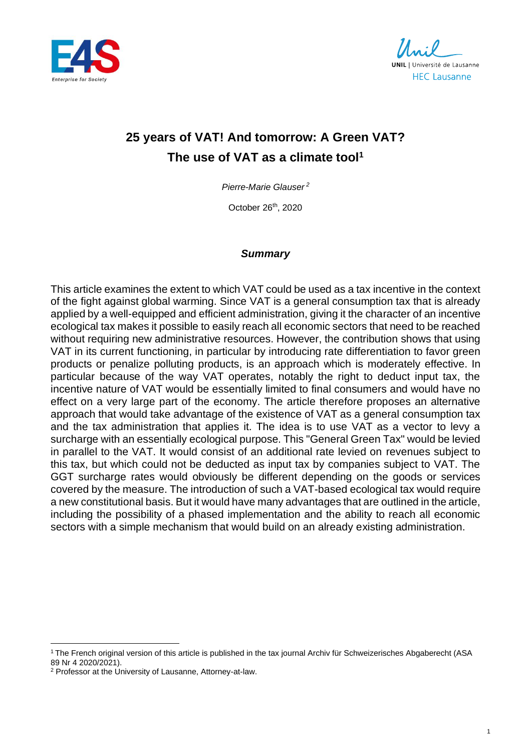# 25 years of VAT! And tomorrow: A Green VAT?
# The use of VAT as a climate tool[1]

*Pierre-Marie Glauser[2]*

October 26th, 2020

### *Summary*

This article examines the extent to which VAT could be used as a tax incentive in the context of the fight against global warming. Since VAT is a general consumption tax that is already applied by a well-equipped and efficient administration, giving it the character of an incentive ecological tax makes it possible to easily reach all economic sectors that need to be reached without requiring new administrative resources. However, the contribution shows that using VAT in its current functioning, in particular by introducing rate differentiation to favor green products or penalize polluting products, is an approach which is moderately effective. In particular because of the way VAT operates, notably the right to deduct input tax, the incentive nature of VAT would be essentially limited to final consumers and would have no effect on a very large part of the economy. The article therefore proposes an alternative approach that would take advantage of the existence of VAT as a general consumption tax and the tax administration that applies it. The idea is to use VAT as a vector to levy a surcharge with an essentially ecological purpose. This "General Green Tax" would be levied in parallel to the VAT. It would consist of an additional rate levied on revenues subject to this tax, but which could not be deducted as input tax by companies subject to VAT. The GGT surcharge rates would obviously be different depending on the goods or services covered by the measure. The introduction of such a VAT-based ecological tax would require a new constitutional basis. But it would have many advantages that are outlined in the article, including the possibility of a phased implementation and the ability to reach all economic sectors with a simple mechanism that would build on an already existing administration.

---

[1] The French original version of this article is published in the tax journal Archiv für Schweizerisches Abgaberecht (ASA 89 Nr 4 2020/2021).

[2] Professor at the University of Lausanne, Attorney-at-law.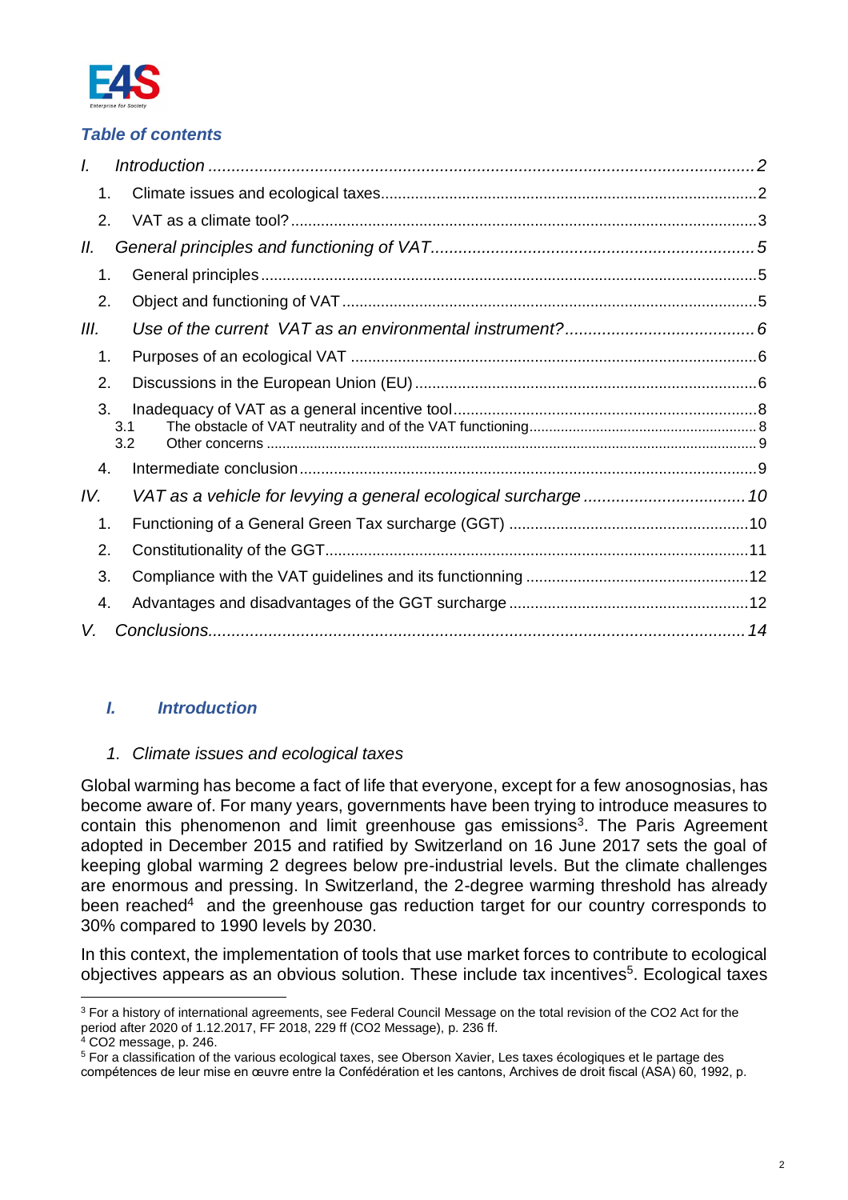*Table of contents*

| | | |
|---|---|---|
| *I.* | *Introduction* | *2* |
| 1. | Climate issues and ecological taxes | 2 |
| 2. | VAT as a climate tool? | 3 |
| *II.* | *General principles and functioning of VAT* | *5* |
| 1. | General principles | 5 |
| 2. | Object and functioning of VAT | 5 |
| *III.* | *Use of the current VAT as an environmental instrument?* | *6* |
| 1. | Purposes of an ecological VAT | 6 |
| 2. | Discussions in the European Union (EU) | 6 |
| 3. | Inadequacy of VAT as a general incentive tool | 8 |
| 3.1 | The obstacle of VAT neutrality and of the VAT functioning | 8 |
| 3.2 | Other concerns | 9 |
| 4. | Intermediate conclusion | 9 |
| *IV.* | *VAT as a vehicle for levying a general ecological surcharge* | *10* |
| 1. | Functioning of a General Green Tax surcharge (GGT) | 10 |
| 2. | Constitutionality of the GGT | 11 |
| 3. | Compliance with the VAT guidelines and its functionning | 12 |
| 4. | Advantages and disadvantages of the GGT surcharge | 12 |
| *V.* | *Conclusions* | *14* |

## *I. Introduction*

### *1. Climate issues and ecological taxes*

Global warming has become a fact of life that everyone, except for a few anosognosias, has become aware of. For many years, governments have been trying to introduce measures to contain this phenomenon and limit greenhouse gas emissions[3]. The Paris Agreement adopted in December 2015 and ratified by Switzerland on 16 June 2017 sets the goal of keeping global warming 2 degrees below pre-industrial levels. But the climate challenges are enormous and pressing. In Switzerland, the 2-degree warming threshold has already been reached[4] and the greenhouse gas reduction target for our country corresponds to 30% compared to 1990 levels by 2030.

In this context, the implementation of tools that use market forces to contribute to ecological objectives appears as an obvious solution. These include tax incentives[5]. Ecological taxes

---

[3] For a history of international agreements, see Federal Council Message on the total revision of the CO2 Act for the period after 2020 of 1.12.2017, FF 2018, 229 ff (CO2 Message), p. 236 ff.

[4] CO2 message, p. 246.

[5] For a classification of the various ecological taxes, see Oberson Xavier, Les taxes écologiques et le partage des compétences de leur mise en œuvre entre la Confédération et les cantons, Archives de droit fiscal (ASA) 60, 1992, p.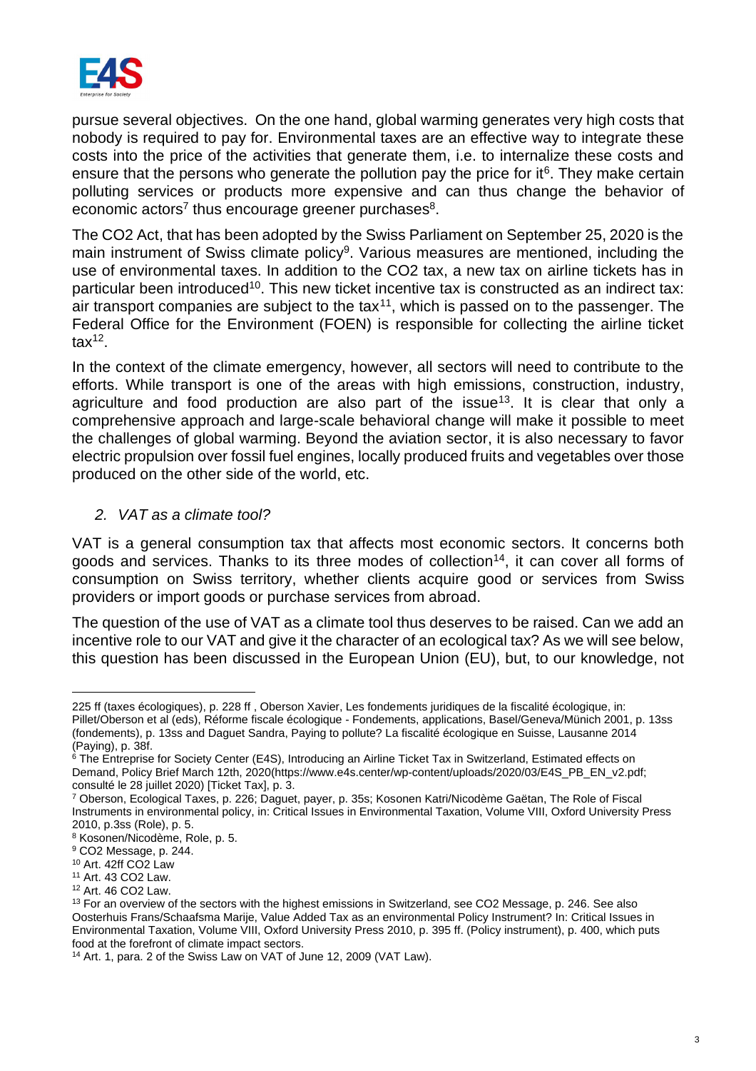pursue several objectives. On the one hand, global warming generates very high costs that nobody is required to pay for. Environmental taxes are an effective way to integrate these costs into the price of the activities that generate them, i.e. to internalize these costs and ensure that the persons who generate the pollution pay the price for it[6]. They make certain polluting services or products more expensive and can thus change the behavior of economic actors[7] thus encourage greener purchases[8].

The CO2 Act, that has been adopted by the Swiss Parliament on September 25, 2020 is the main instrument of Swiss climate policy[9]. Various measures are mentioned, including the use of environmental taxes. In addition to the CO2 tax, a new tax on airline tickets has in particular been introduced[10]. This new ticket incentive tax is constructed as an indirect tax: air transport companies are subject to the tax[11], which is passed on to the passenger. The Federal Office for the Environment (FOEN) is responsible for collecting the airline ticket tax[12].

In the context of the climate emergency, however, all sectors will need to contribute to the efforts. While transport is one of the areas with high emissions, construction, industry, agriculture and food production are also part of the issue[13]. It is clear that only a comprehensive approach and large-scale behavioral change will make it possible to meet the challenges of global warming. Beyond the aviation sector, it is also necessary to favor electric propulsion over fossil fuel engines, locally produced fruits and vegetables over those produced on the other side of the world, etc.

## *2. VAT as a climate tool?*

VAT is a general consumption tax that affects most economic sectors. It concerns both goods and services. Thanks to its three modes of collection[14], it can cover all forms of consumption on Swiss territory, whether clients acquire good or services from Swiss providers or import goods or purchase services from abroad.

The question of the use of VAT as a climate tool thus deserves to be raised. Can we add an incentive role to our VAT and give it the character of an ecological tax? As we will see below, this question has been discussed in the European Union (EU), but, to our knowledge, not

---

225 ff (taxes écologiques), p. 228 ff , Oberson Xavier, Les fondements juridiques de la fiscalité écologique, in: Pillet/Oberson et al (eds), Réforme fiscale écologique - Fondements, applications, Basel/Geneva/Münich 2001, p. 13ss (fondements), p. 13ss and Daguet Sandra, Paying to pollute? La fiscalité écologique en Suisse, Lausanne 2014 (Paying), p. 38f.

[6] The Entreprise for Society Center (E4S), Introducing an Airline Ticket Tax in Switzerland, Estimated effects on Demand, Policy Brief March 12th, 2020(https://www.e4s.center/wp-content/uploads/2020/03/E4S_PB_EN_v2.pdf; consulté le 28 juillet 2020) [Ticket Tax], p. 3.

[7] Oberson, Ecological Taxes, p. 226; Daguet, payer, p. 35s; Kosonen Katri/Nicodème Gaëtan, The Role of Fiscal Instruments in environmental policy, in: Critical Issues in Environmental Taxation, Volume VIII, Oxford University Press 2010, p.3ss (Role), p. 5.

[8] Kosonen/Nicodème, Role, p. 5.

[9] CO2 Message, p. 244.

[10] Art. 42ff CO2 Law

[11] Art. 43 CO2 Law.

[12] Art. 46 CO2 Law.

[13] For an overview of the sectors with the highest emissions in Switzerland, see CO2 Message, p. 246. See also Oosterhuis Frans/Schaafsma Marije, Value Added Tax as an environmental Policy Instrument? In: Critical Issues in Environmental Taxation, Volume VIII, Oxford University Press 2010, p. 395 ff. (Policy instrument), p. 400, which puts food at the forefront of climate impact sectors.

[14] Art. 1, para. 2 of the Swiss Law on VAT of June 12, 2009 (VAT Law).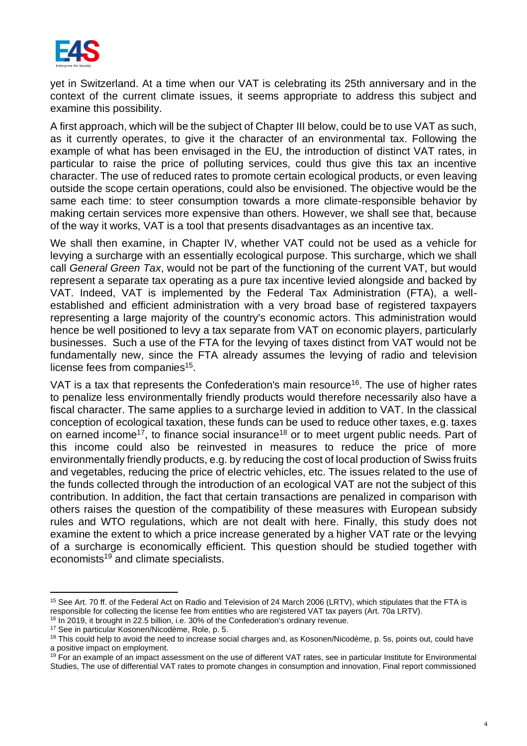yet in Switzerland. At a time when our VAT is celebrating its 25th anniversary and in the context of the current climate issues, it seems appropriate to address this subject and examine this possibility.

A first approach, which will be the subject of Chapter III below, could be to use VAT as such, as it currently operates, to give it the character of an environmental tax. Following the example of what has been envisaged in the EU, the introduction of distinct VAT rates, in particular to raise the price of polluting services, could thus give this tax an incentive character. The use of reduced rates to promote certain ecological products, or even leaving outside the scope certain operations, could also be envisioned. The objective would be the same each time: to steer consumption towards a more climate-responsible behavior by making certain services more expensive than others. However, we shall see that, because of the way it works, VAT is a tool that presents disadvantages as an incentive tax.

We shall then examine, in Chapter IV, whether VAT could not be used as a vehicle for levying a surcharge with an essentially ecological purpose. This surcharge, which we shall call *General Green Tax*, would not be part of the functioning of the current VAT, but would represent a separate tax operating as a pure tax incentive levied alongside and backed by VAT. Indeed, VAT is implemented by the Federal Tax Administration (FTA), a well-established and efficient administration with a very broad base of registered taxpayers representing a large majority of the country's economic actors. This administration would hence be well positioned to levy a tax separate from VAT on economic players, particularly businesses. Such a use of the FTA for the levying of taxes distinct from VAT would not be fundamentally new, since the FTA already assumes the levying of radio and television license fees from companies[15].

VAT is a tax that represents the Confederation's main resource[16]. The use of higher rates to penalize less environmentally friendly products would therefore necessarily also have a fiscal character. The same applies to a surcharge levied in addition to VAT. In the classical conception of ecological taxation, these funds can be used to reduce other taxes, e.g. taxes on earned income[17], to finance social insurance[18] or to meet urgent public needs. Part of this income could also be reinvested in measures to reduce the price of more environmentally friendly products, e.g. by reducing the cost of local production of Swiss fruits and vegetables, reducing the price of electric vehicles, etc. The issues related to the use of the funds collected through the introduction of an ecological VAT are not the subject of this contribution. In addition, the fact that certain transactions are penalized in comparison with others raises the question of the compatibility of these measures with European subsidy rules and WTO regulations, which are not dealt with here. Finally, this study does not examine the extent to which a price increase generated by a higher VAT rate or the levying of a surcharge is economically efficient. This question should be studied together with economists[19] and climate specialists.

---

[15] See Art. 70 ff. of the Federal Act on Radio and Television of 24 March 2006 (LRTV), which stipulates that the FTA is responsible for collecting the license fee from entities who are registered VAT tax payers (Art. 70a LRTV).

[16] In 2019, it brought in 22.5 billion, i.e. 30% of the Confederation's ordinary revenue.

[17] See in particular Kosonen/Nicodème, Role, p. 5.

[18] This could help to avoid the need to increase social charges and, as Kosonen/Nicodème, p. 5s, points out, could have a positive impact on employment.

[19] For an example of an impact assessment on the use of different VAT rates, see in particular Institute for Environmental Studies, The use of differential VAT rates to promote changes in consumption and innovation, Final report commissioned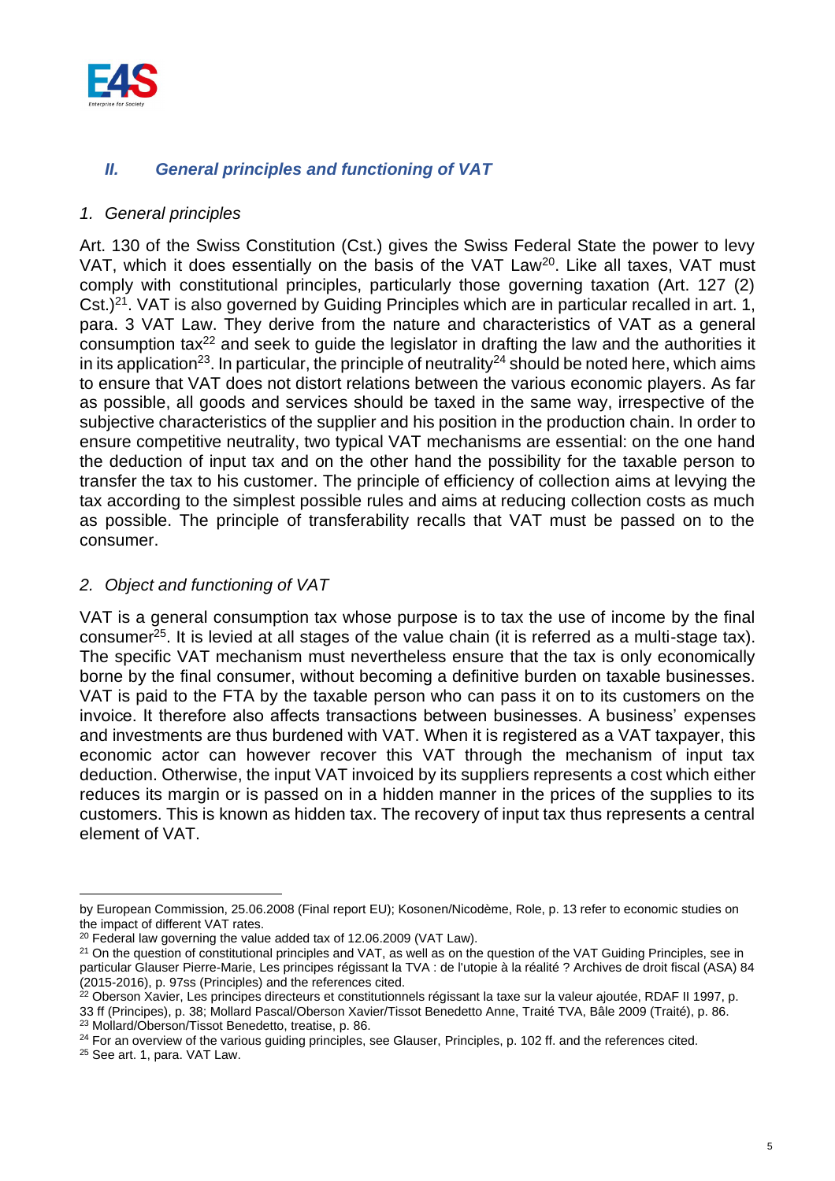## *II. General principles and functioning of VAT*

### *1. General principles*

Art. 130 of the Swiss Constitution (Cst.) gives the Swiss Federal State the power to levy VAT, which it does essentially on the basis of the VAT Law[20]. Like all taxes, VAT must comply with constitutional principles, particularly those governing taxation (Art. 127 (2) Cst.)[21]. VAT is also governed by Guiding Principles which are in particular recalled in art. 1, para. 3 VAT Law. They derive from the nature and characteristics of VAT as a general consumption tax[22] and seek to guide the legislator in drafting the law and the authorities it in its application[23]. In particular, the principle of neutrality[24] should be noted here, which aims to ensure that VAT does not distort relations between the various economic players. As far as possible, all goods and services should be taxed in the same way, irrespective of the subjective characteristics of the supplier and his position in the production chain. In order to ensure competitive neutrality, two typical VAT mechanisms are essential: on the one hand the deduction of input tax and on the other hand the possibility for the taxable person to transfer the tax to his customer. The principle of efficiency of collection aims at levying the tax according to the simplest possible rules and aims at reducing collection costs as much as possible. The principle of transferability recalls that VAT must be passed on to the consumer.

### *2. Object and functioning of VAT*

VAT is a general consumption tax whose purpose is to tax the use of income by the final consumer[25]. It is levied at all stages of the value chain (it is referred as a multi-stage tax). The specific VAT mechanism must nevertheless ensure that the tax is only economically borne by the final consumer, without becoming a definitive burden on taxable businesses. VAT is paid to the FTA by the taxable person who can pass it on to its customers on the invoice. It therefore also affects transactions between businesses. A business' expenses and investments are thus burdened with VAT. When it is registered as a VAT taxpayer, this economic actor can however recover this VAT through the mechanism of input tax deduction. Otherwise, the input VAT invoiced by its suppliers represents a cost which either reduces its margin or is passed on in a hidden manner in the prices of the supplies to its customers. This is known as hidden tax. The recovery of input tax thus represents a central element of VAT.

---

by European Commission, 25.06.2008 (Final report EU); Kosonen/Nicodème, Role, p. 13 refer to economic studies on the impact of different VAT rates.

[20] Federal law governing the value added tax of 12.06.2009 (VAT Law).

[21] On the question of constitutional principles and VAT, as well as on the question of the VAT Guiding Principles, see in particular Glauser Pierre-Marie, Les principes régissant la TVA : de l'utopie à la réalité ? Archives de droit fiscal (ASA) 84 (2015-2016), p. 97ss (Principles) and the references cited.

[22] Oberson Xavier, Les principes directeurs et constitutionnels régissant la taxe sur la valeur ajoutée, RDAF II 1997, p. 33 ff (Principes), p. 38; Mollard Pascal/Oberson Xavier/Tissot Benedetto Anne, Traité TVA, Bâle 2009 (Traité), p. 86.

[23] Mollard/Oberson/Tissot Benedetto, treatise, p. 86.

[24] For an overview of the various guiding principles, see Glauser, Principles, p. 102 ff. and the references cited.

[25] See art. 1, para. VAT Law.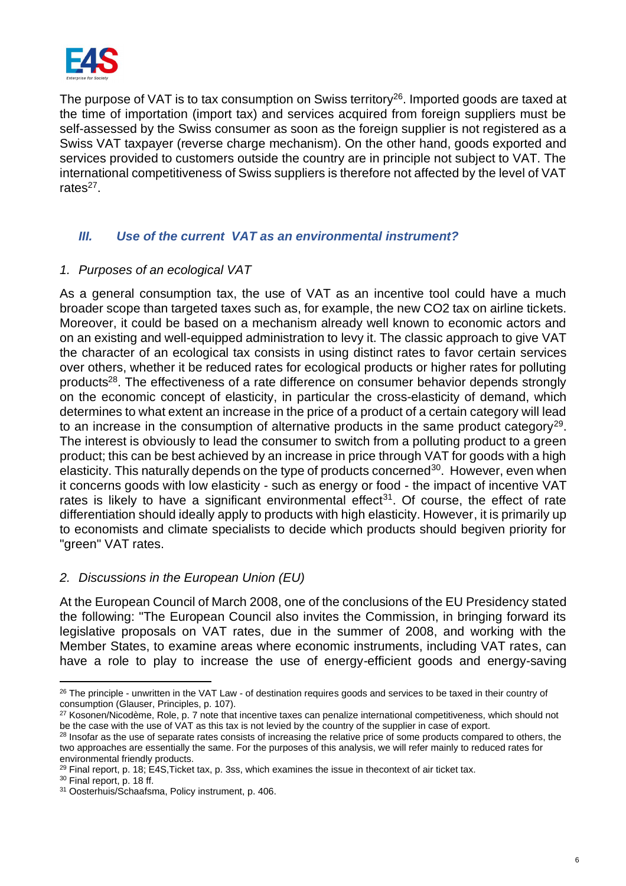The purpose of VAT is to tax consumption on Swiss territory[26]. Imported goods are taxed at the time of importation (import tax) and services acquired from foreign suppliers must be self-assessed by the Swiss consumer as soon as the foreign supplier is not registered as a Swiss VAT taxpayer (reverse charge mechanism). On the other hand, goods exported and services provided to customers outside the country are in principle not subject to VAT. The international competitiveness of Swiss suppliers is therefore not affected by the level of VAT rates[27].

## *III. Use of the current VAT as an environmental instrument?*

### *1. Purposes of an ecological VAT*

As a general consumption tax, the use of VAT as an incentive tool could have a much broader scope than targeted taxes such as, for example, the new CO2 tax on airline tickets. Moreover, it could be based on a mechanism already well known to economic actors and on an existing and well-equipped administration to levy it. The classic approach to give VAT the character of an ecological tax consists in using distinct rates to favor certain services over others, whether it be reduced rates for ecological products or higher rates for polluting products[28]. The effectiveness of a rate difference on consumer behavior depends strongly on the economic concept of elasticity, in particular the cross-elasticity of demand, which determines to what extent an increase in the price of a product of a certain category will lead to an increase in the consumption of alternative products in the same product category[29]. The interest is obviously to lead the consumer to switch from a polluting product to a green product; this can be best achieved by an increase in price through VAT for goods with a high elasticity. This naturally depends on the type of products concerned[30]. However, even when it concerns goods with low elasticity - such as energy or food - the impact of incentive VAT rates is likely to have a significant environmental effect[31]. Of course, the effect of rate differentiation should ideally apply to products with high elasticity. However, it is primarily up to economists and climate specialists to decide which products should begiven priority for "green" VAT rates.

### *2. Discussions in the European Union (EU)*

At the European Council of March 2008, one of the conclusions of the EU Presidency stated the following: "The European Council also invites the Commission, in bringing forward its legislative proposals on VAT rates, due in the summer of 2008, and working with the Member States, to examine areas where economic instruments, including VAT rates, can have a role to play to increase the use of energy-efficient goods and energy-saving

---

[26] The principle - unwritten in the VAT Law - of destination requires goods and services to be taxed in their country of consumption (Glauser, Principles, p. 107).

[27] Kosonen/Nicodème, Role, p. 7 note that incentive taxes can penalize international competitiveness, which should not be the case with the use of VAT as this tax is not levied by the country of the supplier in case of export.

[28] Insofar as the use of separate rates consists of increasing the relative price of some products compared to others, the two approaches are essentially the same. For the purposes of this analysis, we will refer mainly to reduced rates for environmental friendly products.

[29] Final report, p. 18; E4S,Ticket tax, p. 3ss, which examines the issue in thecontext of air ticket tax.

[30] Final report, p. 18 ff.

[31] Oosterhuis/Schaafsma, Policy instrument, p. 406.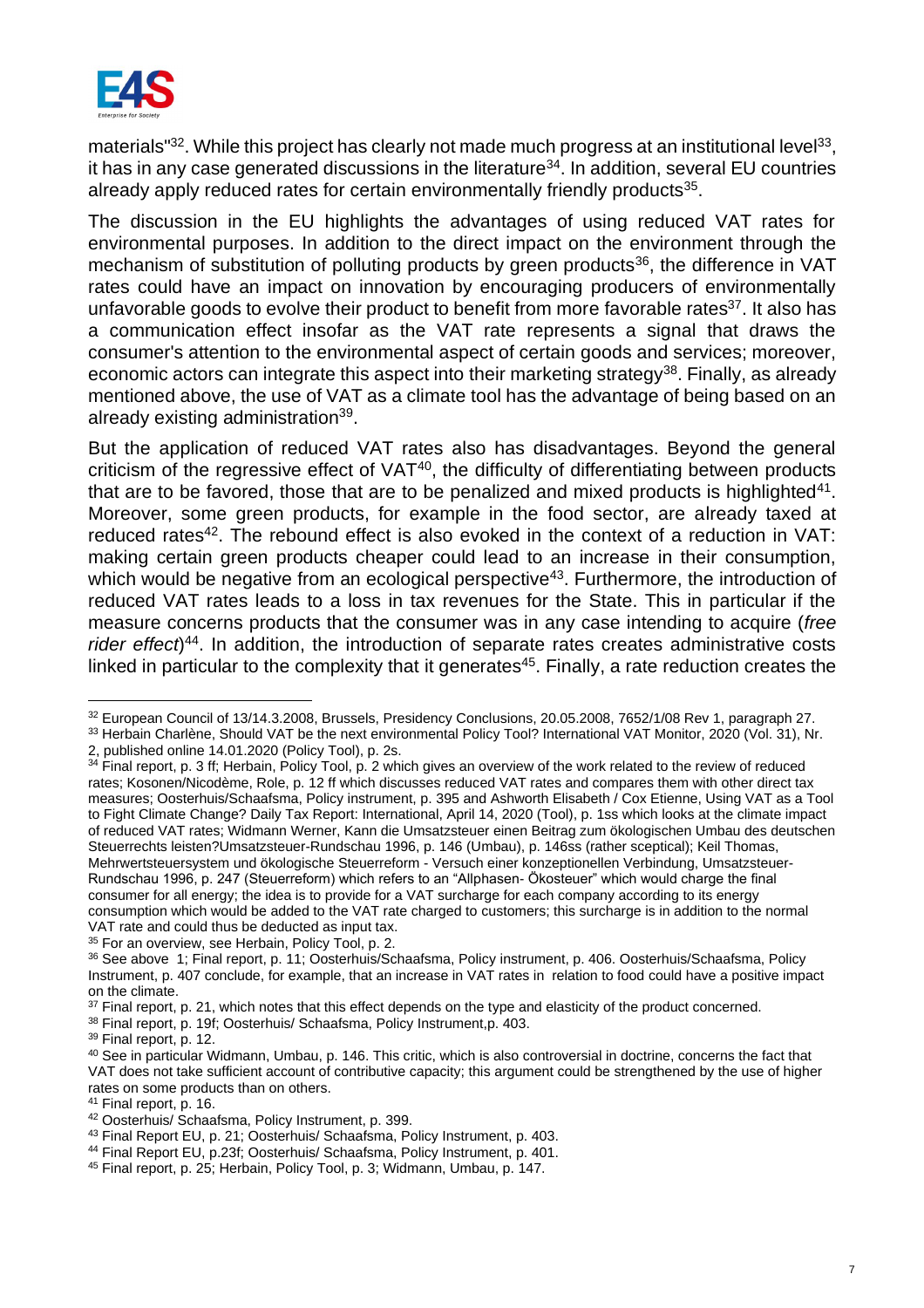materials"[32]. While this project has clearly not made much progress at an institutional level[33], it has in any case generated discussions in the literature[34]. In addition, several EU countries already apply reduced rates for certain environmentally friendly products[35].

The discussion in the EU highlights the advantages of using reduced VAT rates for environmental purposes. In addition to the direct impact on the environment through the mechanism of substitution of polluting products by green products[36], the difference in VAT rates could have an impact on innovation by encouraging producers of environmentally unfavorable goods to evolve their product to benefit from more favorable rates[37]. It also has a communication effect insofar as the VAT rate represents a signal that draws the consumer's attention to the environmental aspect of certain goods and services; moreover, economic actors can integrate this aspect into their marketing strategy[38]. Finally, as already mentioned above, the use of VAT as a climate tool has the advantage of being based on an already existing administration[39].

But the application of reduced VAT rates also has disadvantages. Beyond the general criticism of the regressive effect of VAT[40], the difficulty of differentiating between products that are to be favored, those that are to be penalized and mixed products is highlighted[41]. Moreover, some green products, for example in the food sector, are already taxed at reduced rates[42]. The rebound effect is also evoked in the context of a reduction in VAT: making certain green products cheaper could lead to an increase in their consumption, which would be negative from an ecological perspective[43]. Furthermore, the introduction of reduced VAT rates leads to a loss in tax revenues for the State. This in particular if the measure concerns products that the consumer was in any case intending to acquire (*free rider effect*)[44]. In addition, the introduction of separate rates creates administrative costs linked in particular to the complexity that it generates[45]. Finally, a rate reduction creates the

---

[32] European Council of 13/14.3.2008, Brussels, Presidency Conclusions, 20.05.2008, 7652/1/08 Rev 1, paragraph 27.

[33] Herbain Charlène, Should VAT be the next environmental Policy Tool? International VAT Monitor, 2020 (Vol. 31), Nr. 2, published online 14.01.2020 (Policy Tool), p. 2s.

[34] Final report, p. 3 ff; Herbain, Policy Tool, p. 2 which gives an overview of the work related to the review of reduced rates; Kosonen/Nicodème, Role, p. 12 ff which discusses reduced VAT rates and compares them with other tax measures; Oosterhuis/Schaafsma, Policy instrument, p. 395 and Ashworth Elisabeth / Cox Etienne, Using VAT as a Tool to Fight Climate Change? Daily Tax Report: International, April 14, 2020 (Tool), p. 1ss which looks at the climate impact of reduced VAT rates; Widmann Werner, Kann die Umsatzsteuer einen Beitrag zum ökologischen Umbau des deutschen Steuerrechts leisten?Umsatzsteuer-Rundschau 1996, p. 146 (Umbau), p. 146ss (rather sceptical); Keil Thomas, Mehrwertsteuersystem und ökologische Steuerreform - Versuch einer konzeptionellen Verbindung, Umsatzsteuer-Rundschau 1996, p. 247 (Steuerreform) which refers to an "Allphasen- Ökosteuer" which would charge the final consumer for all energy; the idea is to provide for a VAT surcharge for each company according to its energy consumption which would be added to the VAT rate charged to customers; this surcharge is in addition to the normal VAT rate and could thus be deducted as input tax.

[35] For an overview, see Herbain, Policy Tool, p. 2.

[36] See above 1; Final report, p. 11; Oosterhuis/Schaafsma, Policy instrument, p. 406. Oosterhuis/Schaafsma, Policy Instrument, p. 407 conclude, for example, that an increase in VAT rates in relation to food could have a positive impact on the climate.

[37] Final report, p. 21, which notes that this effect depends on the type and elasticity of the product concerned.

[38] Final report, p. 19f; Oosterhuis/ Schaafsma, Policy Instrument,p. 403.

[39] Final report, p. 12.

[40] See in particular Widmann, Umbau, p. 146. This critic, which is also controversial in doctrine, concerns the fact that VAT does not take sufficient account of contributive capacity; this argument could be strengthened by the use of higher rates on some products than on others.

[41] Final report, p. 16.

[42] Oosterhuis/ Schaafsma, Policy Instrument, p. 399.

[43] Final Report EU, p. 21; Oosterhuis/ Schaafsma, Policy Instrument, p. 403.

[44] Final Report EU, p.23f; Oosterhuis/ Schaafsma, Policy Instrument, p. 401.

[45] Final report, p. 25; Herbain, Policy Tool, p. 3; Widmann, Umbau, p. 147.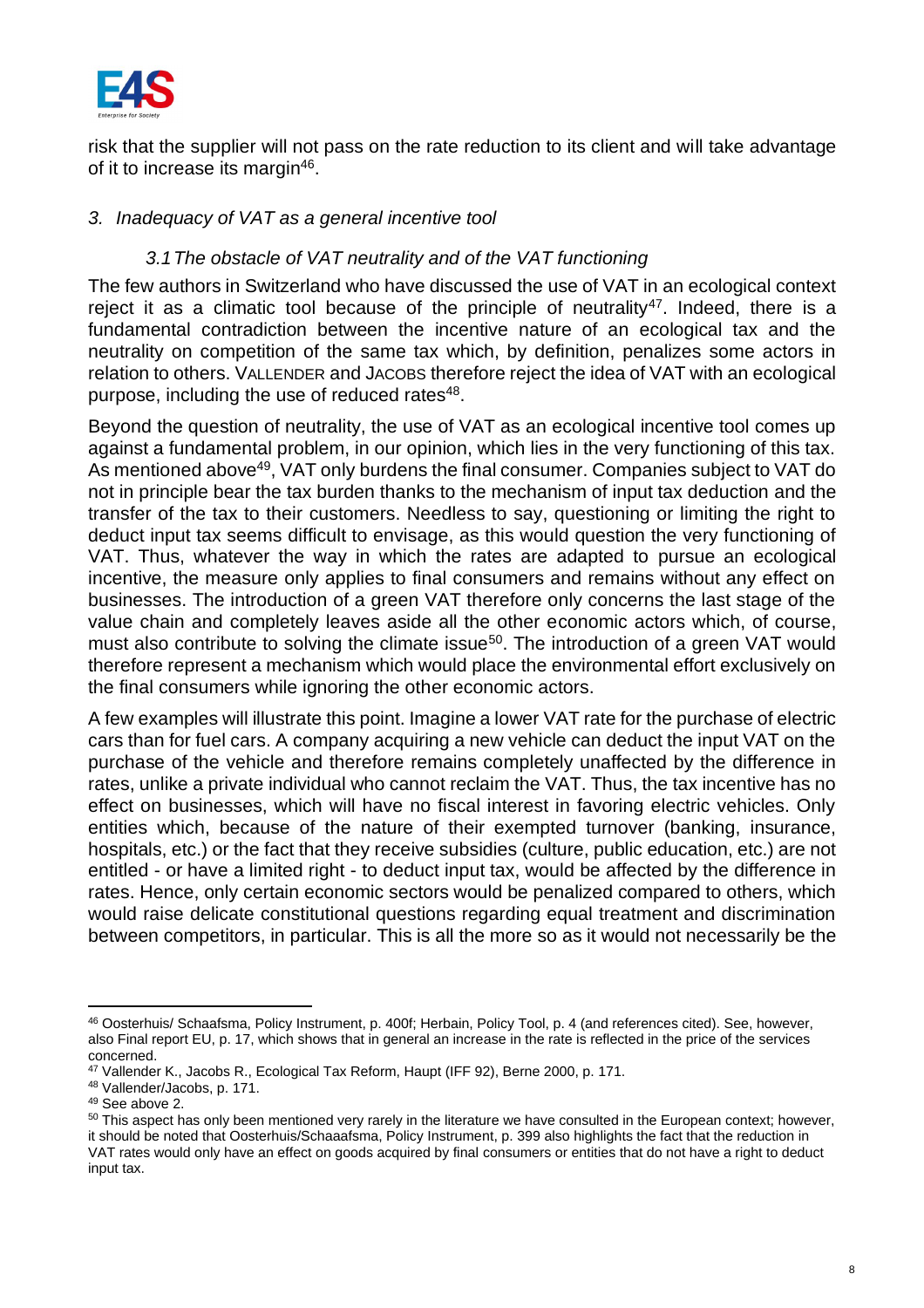risk that the supplier will not pass on the rate reduction to its client and will take advantage of it to increase its margin[46].

### *3. Inadequacy of VAT as a general incentive tool*

#### *3.1 The obstacle of VAT neutrality and of the VAT functioning*

The few authors in Switzerland who have discussed the use of VAT in an ecological context reject it as a climatic tool because of the principle of neutrality[47]. Indeed, there is a fundamental contradiction between the incentive nature of an ecological tax and the neutrality on competition of the same tax which, by definition, penalizes some actors in relation to others. VALLENDER and JACOBS therefore reject the idea of VAT with an ecological purpose, including the use of reduced rates[48].

Beyond the question of neutrality, the use of VAT as an ecological incentive tool comes up against a fundamental problem, in our opinion, which lies in the very functioning of this tax. As mentioned above[49], VAT only burdens the final consumer. Companies subject to VAT do not in principle bear the tax burden thanks to the mechanism of input tax deduction and the transfer of the tax to their customers. Needless to say, questioning or limiting the right to deduct input tax seems difficult to envisage, as this would question the very functioning of VAT. Thus, whatever the way in which the rates are adapted to pursue an ecological incentive, the measure only applies to final consumers and remains without any effect on businesses. The introduction of a green VAT therefore only concerns the last stage of the value chain and completely leaves aside all the other economic actors which, of course, must also contribute to solving the climate issue[50]. The introduction of a green VAT would therefore represent a mechanism which would place the environmental effort exclusively on the final consumers while ignoring the other economic actors.

A few examples will illustrate this point. Imagine a lower VAT rate for the purchase of electric cars than for fuel cars. A company acquiring a new vehicle can deduct the input VAT on the purchase of the vehicle and therefore remains completely unaffected by the difference in rates, unlike a private individual who cannot reclaim the VAT. Thus, the tax incentive has no effect on businesses, which will have no fiscal interest in favoring electric vehicles. Only entities which, because of the nature of their exempted turnover (banking, insurance, hospitals, etc.) or the fact that they receive subsidies (culture, public education, etc.) are not entitled - or have a limited right - to deduct input tax, would be affected by the difference in rates. Hence, only certain economic sectors would be penalized compared to others, which would raise delicate constitutional questions regarding equal treatment and discrimination between competitors, in particular. This is all the more so as it would not necessarily be the

---

[46] Oosterhuis/ Schaafsma, Policy Instrument, p. 400f; Herbain, Policy Tool, p. 4 (and references cited). See, however, also Final report EU, p. 17, which shows that in general an increase in the rate is reflected in the price of the services concerned.

[47] Vallender K., Jacobs R., Ecological Tax Reform, Haupt (IFF 92), Berne 2000, p. 171.

[48] Vallender/Jacobs, p. 171.

[49] See above 2.

[50] This aspect has only been mentioned very rarely in the literature we have consulted in the European context; however, it should be noted that Oosterhuis/Schaaafsma, Policy Instrument, p. 399 also highlights the fact that the reduction in VAT rates would only have an effect on goods acquired by final consumers or entities that do not have a right to deduct input tax.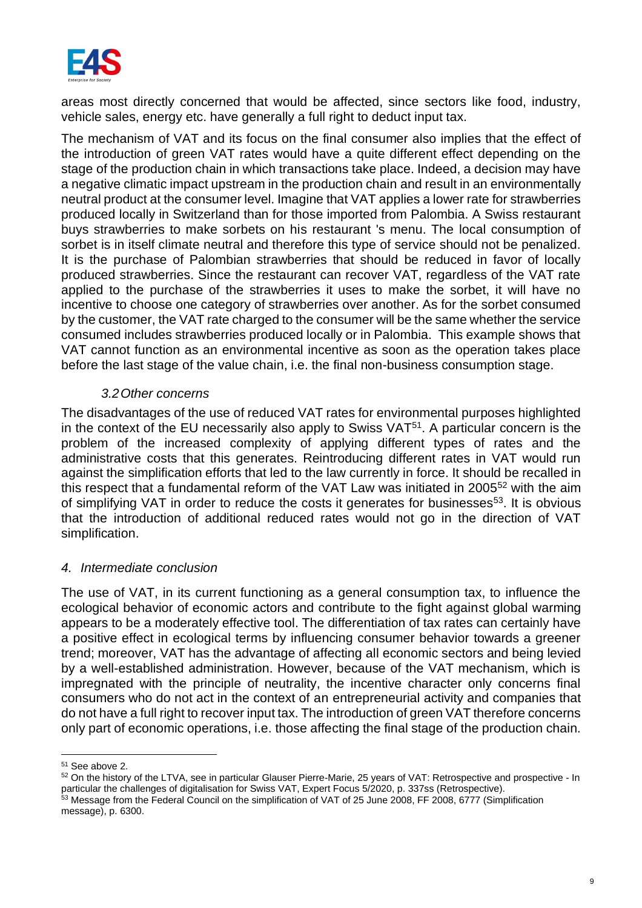areas most directly concerned that would be affected, since sectors like food, industry, vehicle sales, energy etc. have generally a full right to deduct input tax.

The mechanism of VAT and its focus on the final consumer also implies that the effect of the introduction of green VAT rates would have a quite different effect depending on the stage of the production chain in which transactions take place. Indeed, a decision may have a negative climatic impact upstream in the production chain and result in an environmentally neutral product at the consumer level. Imagine that VAT applies a lower rate for strawberries produced locally in Switzerland than for those imported from Palombia. A Swiss restaurant buys strawberries to make sorbets on his restaurant 's menu. The local consumption of sorbet is in itself climate neutral and therefore this type of service should not be penalized. It is the purchase of Palombian strawberries that should be reduced in favor of locally produced strawberries. Since the restaurant can recover VAT, regardless of the VAT rate applied to the purchase of the strawberries it uses to make the sorbet, it will have no incentive to choose one category of strawberries over another. As for the sorbet consumed by the customer, the VAT rate charged to the consumer will be the same whether the service consumed includes strawberries produced locally or in Palombia. This example shows that VAT cannot function as an environmental incentive as soon as the operation takes place before the last stage of the value chain, i.e. the final non-business consumption stage.

### *3.2 Other concerns*

The disadvantages of the use of reduced VAT rates for environmental purposes highlighted in the context of the EU necessarily also apply to Swiss VAT[51]. A particular concern is the problem of the increased complexity of applying different types of rates and the administrative costs that this generates. Reintroducing different rates in VAT would run against the simplification efforts that led to the law currently in force. It should be recalled in this respect that a fundamental reform of the VAT Law was initiated in 2005[52] with the aim of simplifying VAT in order to reduce the costs it generates for businesses[53]. It is obvious that the introduction of additional reduced rates would not go in the direction of VAT simplification.

## *4. Intermediate conclusion*

The use of VAT, in its current functioning as a general consumption tax, to influence the ecological behavior of economic actors and contribute to the fight against global warming appears to be a moderately effective tool. The differentiation of tax rates can certainly have a positive effect in ecological terms by influencing consumer behavior towards a greener trend; moreover, VAT has the advantage of affecting all economic sectors and being levied by a well-established administration. However, because of the VAT mechanism, which is impregnated with the principle of neutrality, the incentive character only concerns final consumers who do not act in the context of an entrepreneurial activity and companies that do not have a full right to recover input tax. The introduction of green VAT therefore concerns only part of economic operations, i.e. those affecting the final stage of the production chain.

---

[51] See above 2.

[52] On the history of the LTVA, see in particular Glauser Pierre-Marie, 25 years of VAT: Retrospective and prospective - In particular the challenges of digitalisation for Swiss VAT, Expert Focus 5/2020, p. 337ss (Retrospective).

[53] Message from the Federal Council on the simplification of VAT of 25 June 2008, FF 2008, 6777 (Simplification message), p. 6300.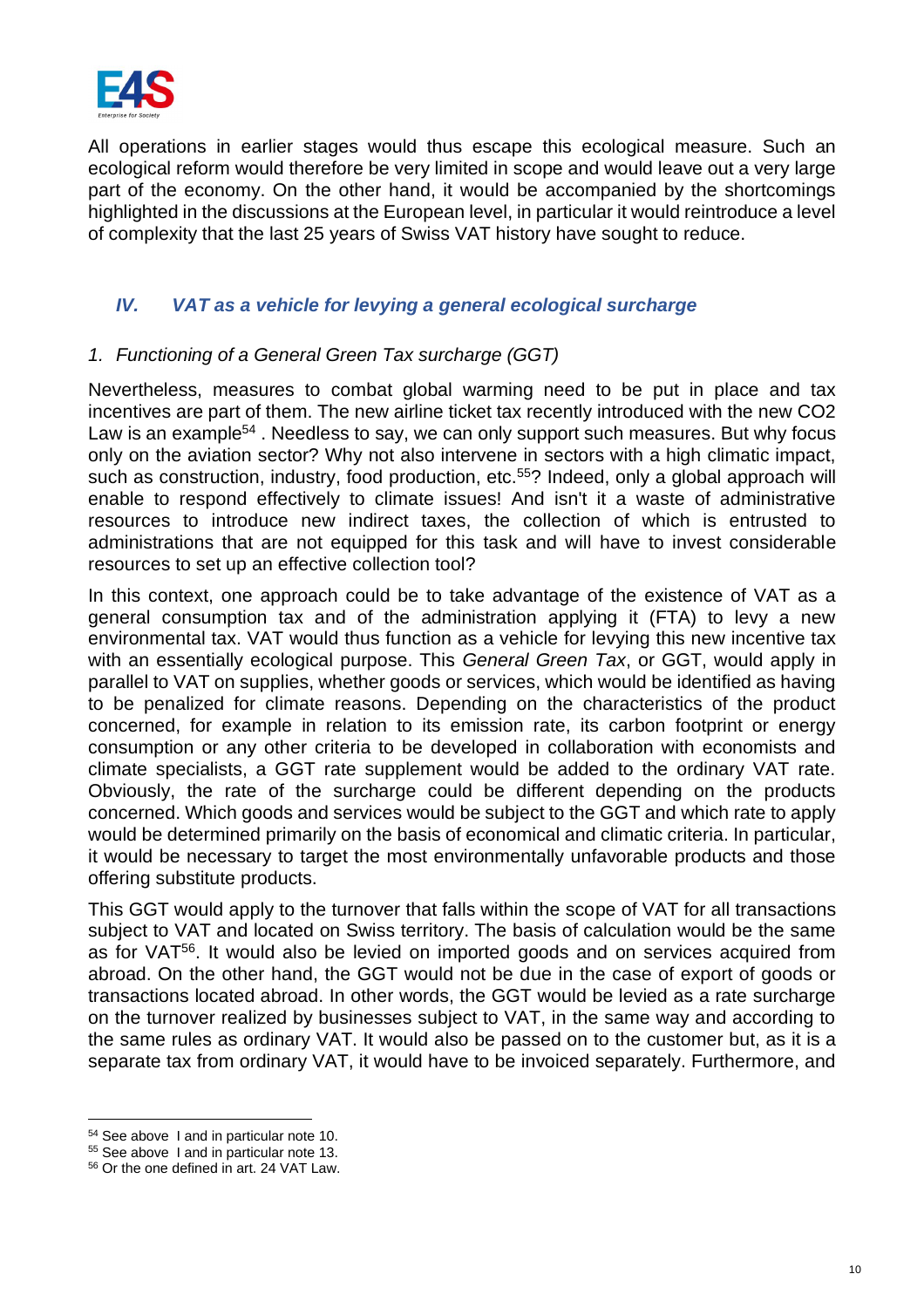All operations in earlier stages would thus escape this ecological measure. Such an ecological reform would therefore be very limited in scope and would leave out a very large part of the economy. On the other hand, it would be accompanied by the shortcomings highlighted in the discussions at the European level, in particular it would reintroduce a level of complexity that the last 25 years of Swiss VAT history have sought to reduce.

## *IV. VAT as a vehicle for levying a general ecological surcharge*

### *1. Functioning of a General Green Tax surcharge (GGT)*

Nevertheless, measures to combat global warming need to be put in place and tax incentives are part of them. The new airline ticket tax recently introduced with the new CO2 Law is an example[54] . Needless to say, we can only support such measures. But why focus only on the aviation sector? Why not also intervene in sectors with a high climatic impact, such as construction, industry, food production, etc.[55]? Indeed, only a global approach will enable to respond effectively to climate issues! And isn't it a waste of administrative resources to introduce new indirect taxes, the collection of which is entrusted to administrations that are not equipped for this task and will have to invest considerable resources to set up an effective collection tool?

In this context, one approach could be to take advantage of the existence of VAT as a general consumption tax and of the administration applying it (FTA) to levy a new environmental tax. VAT would thus function as a vehicle for levying this new incentive tax with an essentially ecological purpose. This *General Green Tax*, or GGT, would apply in parallel to VAT on supplies, whether goods or services, which would be identified as having to be penalized for climate reasons. Depending on the characteristics of the product concerned, for example in relation to its emission rate, its carbon footprint or energy consumption or any other criteria to be developed in collaboration with economists and climate specialists, a GGT rate supplement would be added to the ordinary VAT rate. Obviously, the rate of the surcharge could be different depending on the products concerned. Which goods and services would be subject to the GGT and which rate to apply would be determined primarily on the basis of economical and climatic criteria. In particular, it would be necessary to target the most environmentally unfavorable products and those offering substitute products.

This GGT would apply to the turnover that falls within the scope of VAT for all transactions subject to VAT and located on Swiss territory. The basis of calculation would be the same as for VAT[56]. It would also be levied on imported goods and on services acquired from abroad. On the other hand, the GGT would not be due in the case of export of goods or transactions located abroad. In other words, the GGT would be levied as a rate surcharge on the turnover realized by businesses subject to VAT, in the same way and according to the same rules as ordinary VAT. It would also be passed on to the customer but, as it is a separate tax from ordinary VAT, it would have to be invoiced separately. Furthermore, and

---

[54] See above I and in particular note 10.

[55] See above I and in particular note 13.

[56] Or the one defined in art. 24 VAT Law.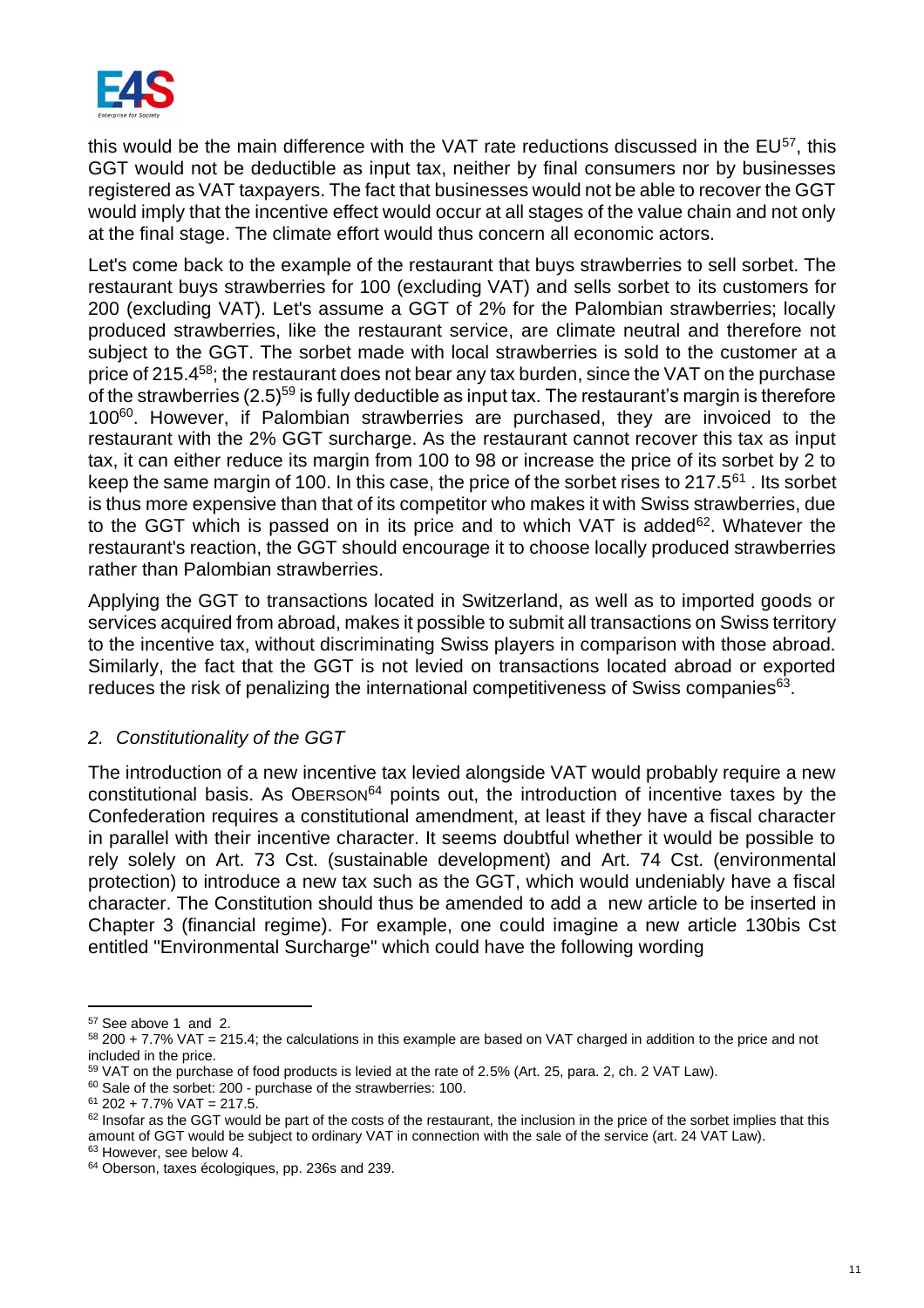this would be the main difference with the VAT rate reductions discussed in the EU[57], this GGT would not be deductible as input tax, neither by final consumers nor by businesses registered as VAT taxpayers. The fact that businesses would not be able to recover the GGT would imply that the incentive effect would occur at all stages of the value chain and not only at the final stage. The climate effort would thus concern all economic actors.

Let's come back to the example of the restaurant that buys strawberries to sell sorbet. The restaurant buys strawberries for 100 (excluding VAT) and sells sorbet to its customers for 200 (excluding VAT). Let's assume a GGT of 2% for the Palombian strawberries; locally produced strawberries, like the restaurant service, are climate neutral and therefore not subject to the GGT. The sorbet made with local strawberries is sold to the customer at a price of 215.4[58]; the restaurant does not bear any tax burden, since the VAT on the purchase of the strawberries (2.5)[59] is fully deductible as input tax. The restaurant's margin is therefore 100[60]. However, if Palombian strawberries are purchased, they are invoiced to the restaurant with the 2% GGT surcharge. As the restaurant cannot recover this tax as input tax, it can either reduce its margin from 100 to 98 or increase the price of its sorbet by 2 to keep the same margin of 100. In this case, the price of the sorbet rises to 217.5[61] . Its sorbet is thus more expensive than that of its competitor who makes it with Swiss strawberries, due to the GGT which is passed on in its price and to which VAT is added[62]. Whatever the restaurant's reaction, the GGT should encourage it to choose locally produced strawberries rather than Palombian strawberries.

Applying the GGT to transactions located in Switzerland, as well as to imported goods or services acquired from abroad, makes it possible to submit all transactions on Swiss territory to the incentive tax, without discriminating Swiss players in comparison with those abroad. Similarly, the fact that the GGT is not levied on transactions located abroad or exported reduces the risk of penalizing the international competitiveness of Swiss companies[63].

## 2. *Constitutionality of the GGT*

The introduction of a new incentive tax levied alongside VAT would probably require a new constitutional basis. As OBERSON[64] points out, the introduction of incentive taxes by the Confederation requires a constitutional amendment, at least if they have a fiscal character in parallel with their incentive character. It seems doubtful whether it would be possible to rely solely on Art. 73 Cst. (sustainable development) and Art. 74 Cst. (environmental protection) to introduce a new tax such as the GGT, which would undeniably have a fiscal character. The Constitution should thus be amended to add a new article to be inserted in Chapter 3 (financial regime). For example, one could imagine a new article 130bis Cst entitled "Environmental Surcharge" which could have the following wording

---

[57] See above 1 and 2.

[58] 200 + 7.7% VAT = 215.4; the calculations in this example are based on VAT charged in addition to the price and not included in the price.

[59] VAT on the purchase of food products is levied at the rate of 2.5% (Art. 25, para. 2, ch. 2 VAT Law).

[60] Sale of the sorbet: 200 - purchase of the strawberries: 100.

[61] 202 + 7.7% VAT = 217.5.

[62] Insofar as the GGT would be part of the costs of the restaurant, the inclusion in the price of the sorbet implies that this amount of GGT would be subject to ordinary VAT in connection with the sale of the service (art. 24 VAT Law).

[63] However, see below 4.

[64] Oberson, taxes écologiques, pp. 236s and 239.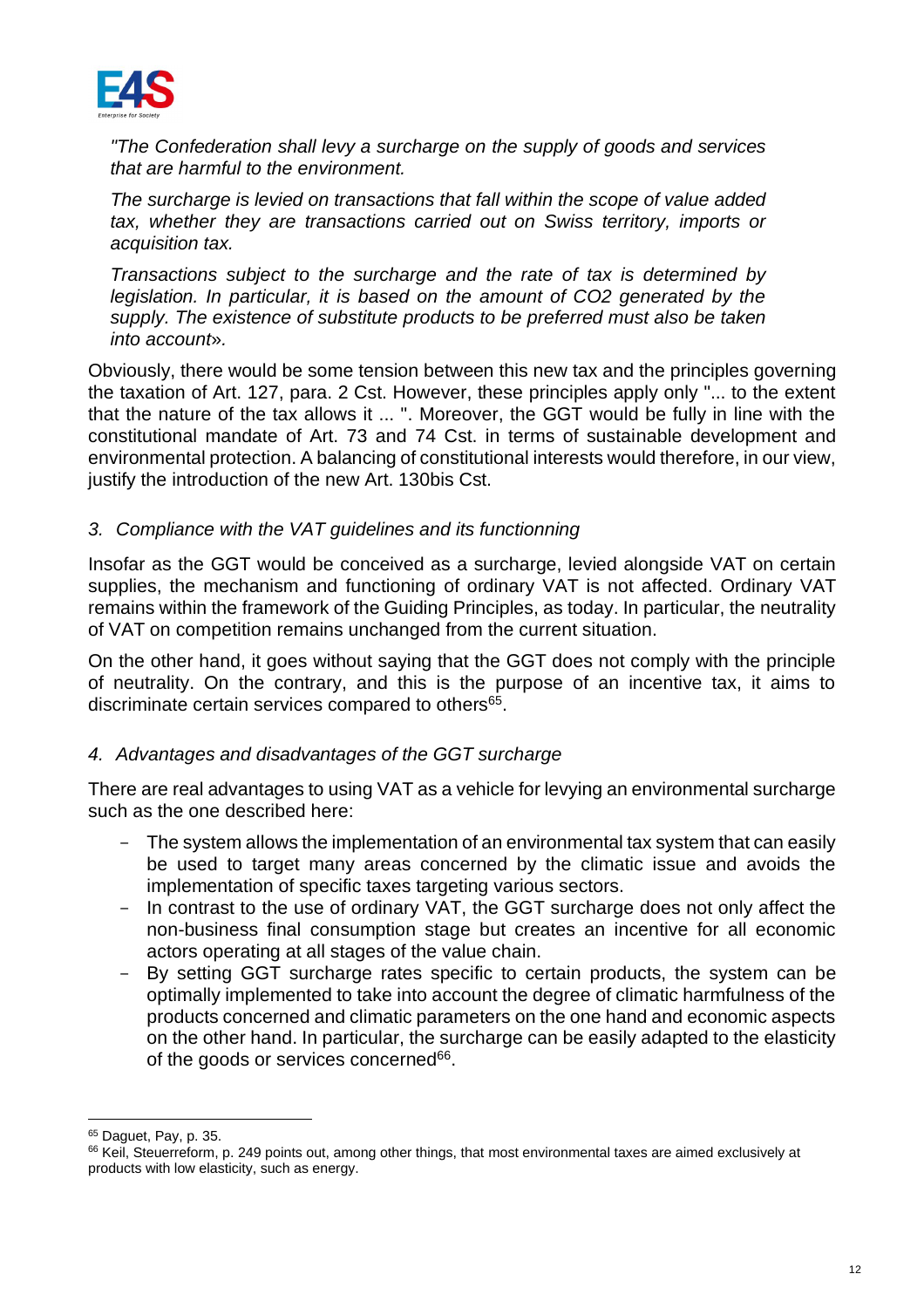*"The Confederation shall levy a surcharge on the supply of goods and services that are harmful to the environment.*

*The surcharge is levied on transactions that fall within the scope of value added tax, whether they are transactions carried out on Swiss territory, imports or acquisition tax.*

*Transactions subject to the surcharge and the rate of tax is determined by legislation. In particular, it is based on the amount of CO2 generated by the supply. The existence of substitute products to be preferred must also be taken into account».*

Obviously, there would be some tension between this new tax and the principles governing the taxation of Art. 127, para. 2 Cst. However, these principles apply only "... to the extent that the nature of the tax allows it ... ". Moreover, the GGT would be fully in line with the constitutional mandate of Art. 73 and 74 Cst. in terms of sustainable development and environmental protection. A balancing of constitutional interests would therefore, in our view, justify the introduction of the new Art. 130bis Cst.

### *3. Compliance with the VAT guidelines and its functionning*

Insofar as the GGT would be conceived as a surcharge, levied alongside VAT on certain supplies, the mechanism and functioning of ordinary VAT is not affected. Ordinary VAT remains within the framework of the Guiding Principles, as today. In particular, the neutrality of VAT on competition remains unchanged from the current situation.

On the other hand, it goes without saying that the GGT does not comply with the principle of neutrality. On the contrary, and this is the purpose of an incentive tax, it aims to discriminate certain services compared to others[65].

### *4. Advantages and disadvantages of the GGT surcharge*

There are real advantages to using VAT as a vehicle for levying an environmental surcharge such as the one described here:

- The system allows the implementation of an environmental tax system that can easily be used to target many areas concerned by the climatic issue and avoids the implementation of specific taxes targeting various sectors.
- In contrast to the use of ordinary VAT, the GGT surcharge does not only affect the non-business final consumption stage but creates an incentive for all economic actors operating at all stages of the value chain.
- By setting GGT surcharge rates specific to certain products, the system can be optimally implemented to take into account the degree of climatic harmfulness of the products concerned and climatic parameters on the one hand and economic aspects on the other hand. In particular, the surcharge can be easily adapted to the elasticity of the goods or services concerned[66].

---

[65] Daguet, Pay, p. 35.

[66] Keil, Steuerreform, p. 249 points out, among other things, that most environmental taxes are aimed exclusively at products with low elasticity, such as energy.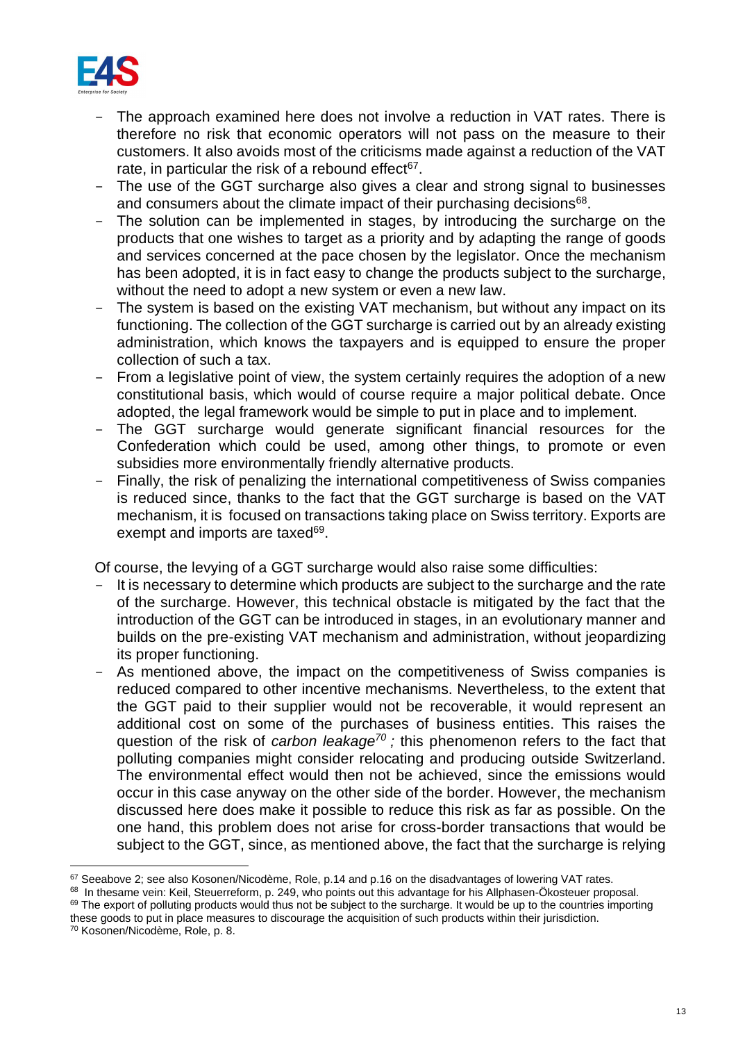- The approach examined here does not involve a reduction in VAT rates. There is therefore no risk that economic operators will not pass on the measure to their customers. It also avoids most of the criticisms made against a reduction of the VAT rate, in particular the risk of a rebound effect[67].
- The use of the GGT surcharge also gives a clear and strong signal to businesses and consumers about the climate impact of their purchasing decisions[68].
- The solution can be implemented in stages, by introducing the surcharge on the products that one wishes to target as a priority and by adapting the range of goods and services concerned at the pace chosen by the legislator. Once the mechanism has been adopted, it is in fact easy to change the products subject to the surcharge, without the need to adopt a new system or even a new law.
- The system is based on the existing VAT mechanism, but without any impact on its functioning. The collection of the GGT surcharge is carried out by an already existing administration, which knows the taxpayers and is equipped to ensure the proper collection of such a tax.
- From a legislative point of view, the system certainly requires the adoption of a new constitutional basis, which would of course require a major political debate. Once adopted, the legal framework would be simple to put in place and to implement.
- The GGT surcharge would generate significant financial resources for the Confederation which could be used, among other things, to promote or even subsidies more environmentally friendly alternative products.
- Finally, the risk of penalizing the international competitiveness of Swiss companies is reduced since, thanks to the fact that the GGT surcharge is based on the VAT mechanism, it is focused on transactions taking place on Swiss territory. Exports are exempt and imports are taxed[69].

Of course, the levying of a GGT surcharge would also raise some difficulties:

- It is necessary to determine which products are subject to the surcharge and the rate of the surcharge. However, this technical obstacle is mitigated by the fact that the introduction of the GGT can be introduced in stages, in an evolutionary manner and builds on the pre-existing VAT mechanism and administration, without jeopardizing its proper functioning.
- As mentioned above, the impact on the competitiveness of Swiss companies is reduced compared to other incentive mechanisms. Nevertheless, to the extent that the GGT paid to their supplier would not be recoverable, it would represent an additional cost on some of the purchases of business entities. This raises the question of the risk of *carbon leakage*[70] *;* this phenomenon refers to the fact that polluting companies might consider relocating and producing outside Switzerland. The environmental effect would then not be achieved, since the emissions would occur in this case anyway on the other side of the border. However, the mechanism discussed here does make it possible to reduce this risk as far as possible. On the one hand, this problem does not arise for cross-border transactions that would be subject to the GGT, since, as mentioned above, the fact that the surcharge is relying

---

[67] Seeabove 2; see also Kosonen/Nicodème, Role, p.14 and p.16 on the disadvantages of lowering VAT rates.

[68] In thesame vein: Keil, Steuerreform, p. 249, who points out this advantage for his Allphasen-Ökosteuer proposal.

[69] The export of polluting products would thus not be subject to the surcharge. It would be up to the countries importing these goods to put in place measures to discourage the acquisition of such products within their jurisdiction.

[70] Kosonen/Nicodème, Role, p. 8.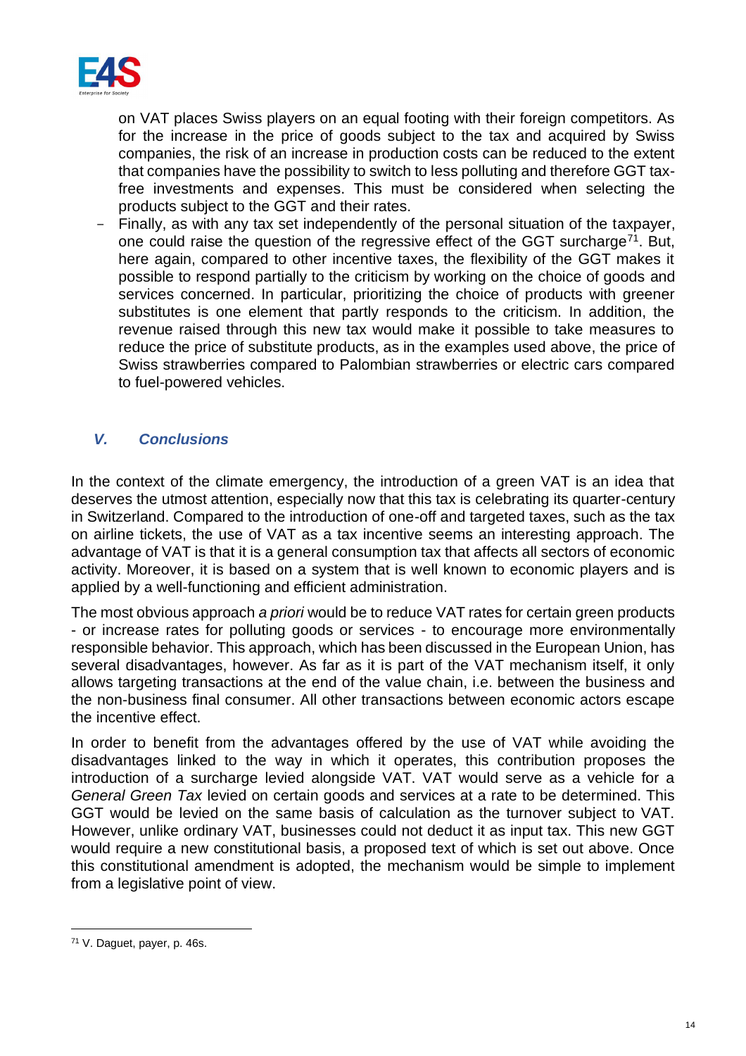on VAT places Swiss players on an equal footing with their foreign competitors. As for the increase in the price of goods subject to the tax and acquired by Swiss companies, the risk of an increase in production costs can be reduced to the extent that companies have the possibility to switch to less polluting and therefore GGT tax-free investments and expenses. This must be considered when selecting the products subject to the GGT and their rates.

- Finally, as with any tax set independently of the personal situation of the taxpayer, one could raise the question of the regressive effect of the GGT surcharge[71]. But, here again, compared to other incentive taxes, the flexibility of the GGT makes it possible to respond partially to the criticism by working on the choice of goods and services concerned. In particular, prioritizing the choice of products with greener substitutes is one element that partly responds to the criticism. In addition, the revenue raised through this new tax would make it possible to take measures to reduce the price of substitute products, as in the examples used above, the price of Swiss strawberries compared to Palombian strawberries or electric cars compared to fuel-powered vehicles.

## *V. Conclusions*

In the context of the climate emergency, the introduction of a green VAT is an idea that deserves the utmost attention, especially now that this tax is celebrating its quarter-century in Switzerland. Compared to the introduction of one-off and targeted taxes, such as the tax on airline tickets, the use of VAT as a tax incentive seems an interesting approach. The advantage of VAT is that it is a general consumption tax that affects all sectors of economic activity. Moreover, it is based on a system that is well known to economic players and is applied by a well-functioning and efficient administration.

The most obvious approach *a priori* would be to reduce VAT rates for certain green products - or increase rates for polluting goods or services - to encourage more environmentally responsible behavior. This approach, which has been discussed in the European Union, has several disadvantages, however. As far as it is part of the VAT mechanism itself, it only allows targeting transactions at the end of the value chain, i.e. between the business and the non-business final consumer. All other transactions between economic actors escape the incentive effect.

In order to benefit from the advantages offered by the use of VAT while avoiding the disadvantages linked to the way in which it operates, this contribution proposes the introduction of a surcharge levied alongside VAT. VAT would serve as a vehicle for a *General Green Tax* levied on certain goods and services at a rate to be determined. This GGT would be levied on the same basis of calculation as the turnover subject to VAT. However, unlike ordinary VAT, businesses could not deduct it as input tax. This new GGT would require a new constitutional basis, a proposed text of which is set out above. Once this constitutional amendment is adopted, the mechanism would be simple to implement from a legislative point of view.

---

[71] V. Daguet, payer, p. 46s.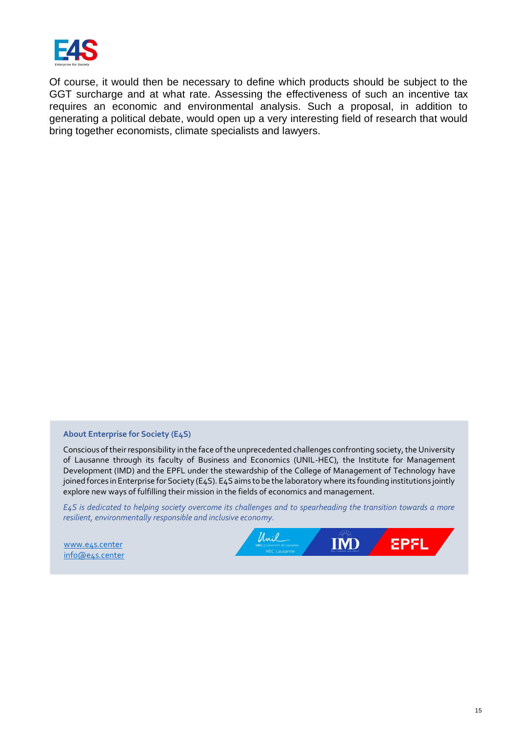Of course, it would then be necessary to define which products should be subject to the GGT surcharge and at what rate. Assessing the effectiveness of such an incentive tax requires an economic and environmental analysis. Such a proposal, in addition to generating a political debate, would open up a very interesting field of research that would bring together economists, climate specialists and lawyers.

### About Enterprise for Society (E4S)

Conscious of their responsibility in the face of the unprecedented challenges confronting society, the University of Lausanne through its faculty of Business and Economics (UNIL-HEC), the Institute for Management Development (IMD) and the EPFL under the stewardship of the College of Management of Technology have joined forces in Enterprise for Society (E4S). E4S aims to be the laboratory where its founding institutions jointly explore new ways of fulfilling their mission in the fields of economics and management.

*E4S is dedicated to helping society overcome its challenges and to spearheading the transition towards a more resilient, environmentally responsible and inclusive economy.*

www.e4s.center
info@e4s.center